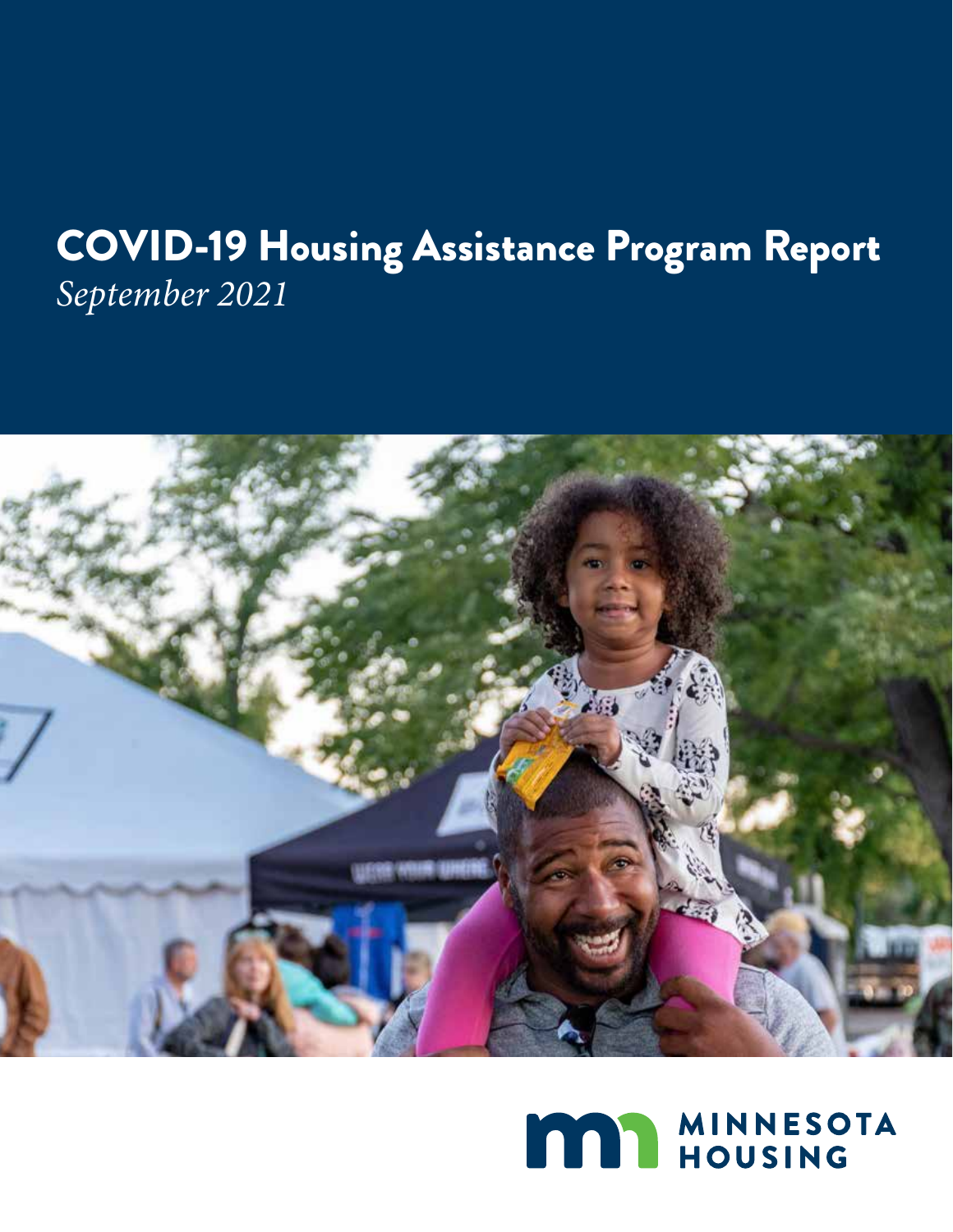# COVID-19 Housing Assistance Program Report

*September 2021*

MINNESOTA HOUSING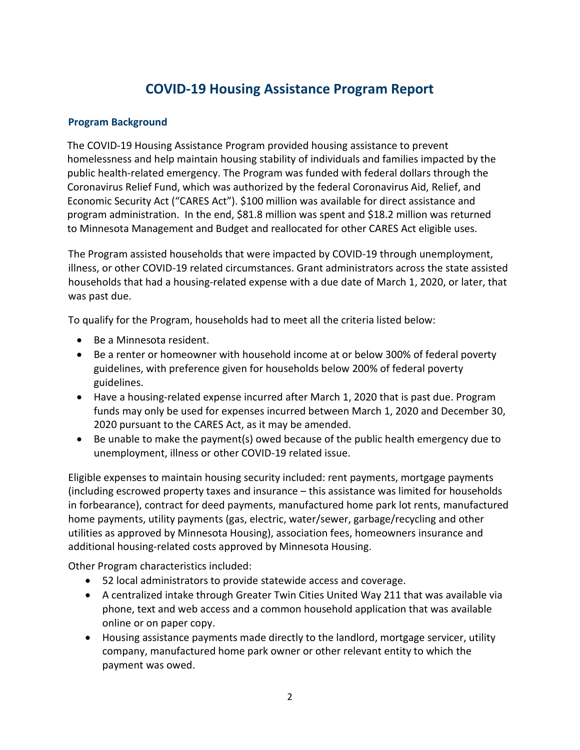# COVID-19 Housing Assistance Program Report

## Program Background

The COVID-19 Housing Assistance Program provided housing assistance to prevent homelessness and help maintain housing stability of individuals and families impacted by the public health-related emergency. The Program was funded with federal dollars through the Coronavirus Relief Fund, which was authorized by the federal Coronavirus Aid, Relief, and Economic Security Act ("CARES Act"). $100 million was available for direct assistance and program administration. In the end, $81.8 million was spent and $18.2 million was returned to Minnesota Management and Budget and reallocated for other CARES Act eligible uses.

The Program assisted households that were impacted by COVID-19 through unemployment, illness, or other COVID-19 related circumstances. Grant administrators across the state assisted households that had a housing-related expense with a due date of March 1, 2020, or later, that was past due.

To qualify for the Program, households had to meet all the criteria listed below:

- Be a Minnesota resident.
- Be a renter or homeowner with household income at or below 300% of federal poverty guidelines, with preference given for households below 200% of federal poverty guidelines.
- Have a housing-related expense incurred after March 1, 2020 that is past due. Program funds may only be used for expenses incurred between March 1, 2020 and December 30, 2020 pursuant to the CARES Act, as it may be amended.
- Be unable to make the payment(s) owed because of the public health emergency due to unemployment, illness or other COVID-19 related issue.

Eligible expenses to maintain housing security included: rent payments, mortgage payments (including escrowed property taxes and insurance – this assistance was limited for households in forbearance), contract for deed payments, manufactured home park lot rents, manufactured home payments, utility payments (gas, electric, water/sewer, garbage/recycling and other utilities as approved by Minnesota Housing), association fees, homeowners insurance and additional housing-related costs approved by Minnesota Housing.

Other Program characteristics included:

- 52 local administrators to provide statewide access and coverage.
- A centralized intake through Greater Twin Cities United Way 211 that was available via phone, text and web access and a common household application that was available online or on paper copy.
- Housing assistance payments made directly to the landlord, mortgage servicer, utility company, manufactured home park owner or other relevant entity to which the payment was owed.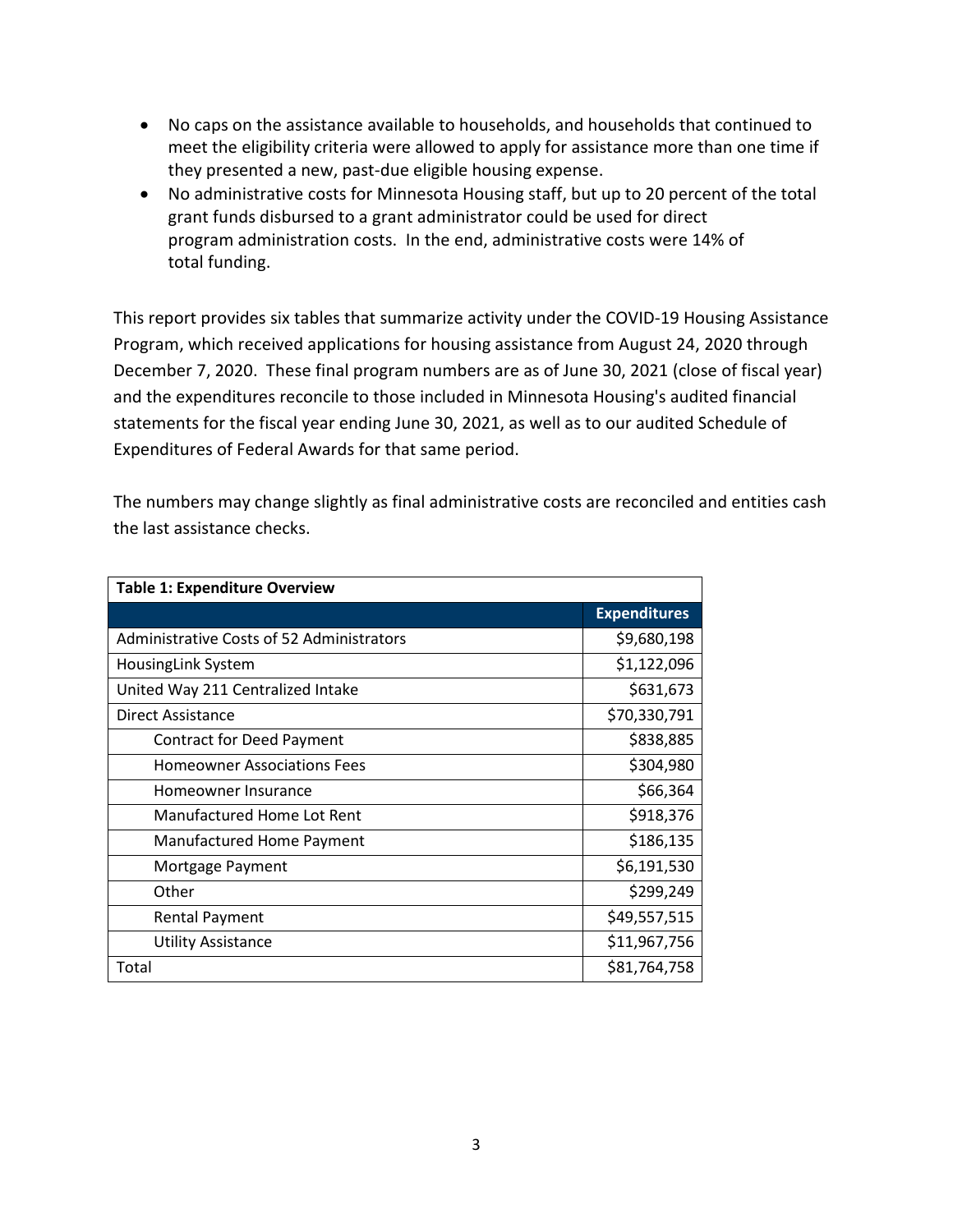- No caps on the assistance available to households, and households that continued to meet the eligibility criteria were allowed to apply for assistance more than one time if they presented a new, past-due eligible housing expense.
- No administrative costs for Minnesota Housing staff, but up to 20 percent of the total grant funds disbursed to a grant administrator could be used for direct program administration costs. In the end, administrative costs were 14% of total funding.

This report provides six tables that summarize activity under the COVID-19 Housing Assistance Program, which received applications for housing assistance from August 24, 2020 through December 7, 2020. These final program numbers are as of June 30, 2021 (close of fiscal year) and the expenditures reconcile to those included in Minnesota Housing's audited financial statements for the fiscal year ending June 30, 2021, as well as to our audited Schedule of Expenditures of Federal Awards for that same period.

The numbers may change slightly as final administrative costs are reconciled and entities cash the last assistance checks.

**Table 1: Expenditure Overview**

| | Expenditures |
|---|---|
| Administrative Costs of 52 Administrators | $9,680,198 |
| HousingLink System | $1,122,096 |
| United Way 211 Centralized Intake | $631,673 |
| Direct Assistance | $70,330,791 |
| Contract for Deed Payment | $838,885 |
| Homeowner Associations Fees | $304,980 |
| Homeowner Insurance | $66,364 |
| Manufactured Home Lot Rent | $918,376 |
| Manufactured Home Payment | $186,135 |
| Mortgage Payment | $6,191,530 |
| Other | $299,249 |
| Rental Payment | $49,557,515 |
| Utility Assistance | $11,967,756 |
| Total | $81,764,758 |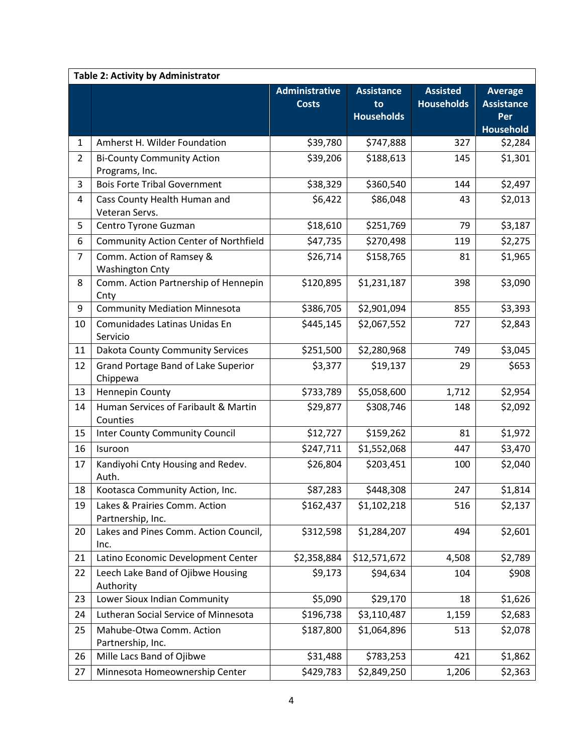| Table 2: Activity by Administrator | | | | | |
|---|---|---|---|---|---|
| | | **Administrative Costs** | **Assistance to Households** | **Assisted Households** | **Average Assistance Per Household** |
| 1 | Amherst H. Wilder Foundation | $39,780 | $747,888 | 327 | $2,284 |
| 2 | Bi-County Community Action Programs, Inc. | $39,206 | $188,613 | 145 | $1,301 |
| 3 | Bois Forte Tribal Government | $38,329 | $360,540 | 144 | $2,497 |
| 4 | Cass County Health Human and Veteran Servs. | $6,422 | $86,048 | 43 | $2,013 |
| 5 | Centro Tyrone Guzman | $18,610 | $251,769 | 79 | $3,187 |
| 6 | Community Action Center of Northfield | $47,735 | $270,498 | 119 | $2,275 |
| 7 | Comm. Action of Ramsey & Washington Cnty | $26,714 | $158,765 | 81 | $1,965 |
| 8 | Comm. Action Partnership of Hennepin Cnty | $120,895 | $1,231,187 | 398 | $3,090 |
| 9 | Community Mediation Minnesota | $386,705 | $2,901,094 | 855 | $3,393 |
| 10 | Comunidades Latinas Unidas En Servicio | $445,145 | $2,067,552 | 727 | $2,843 |
| 11 | Dakota County Community Services | $251,500 | $2,280,968 | 749 | $3,045 |
| 12 | Grand Portage Band of Lake Superior Chippewa | $3,377 | $19,137 | 29 | $653 |
| 13 | Hennepin County | $733,789 | $5,058,600 | 1,712 | $2,954 |
| 14 | Human Services of Faribault & Martin Counties | $29,877 | $308,746 | 148 | $2,092 |
| 15 | Inter County Community Council | $12,727 | $159,262 | 81 | $1,972 |
| 16 | Isuroon | $247,711 | $1,552,068 | 447 | $3,470 |
| 17 | Kandiyohi Cnty Housing and Redev. Auth. | $26,804 | $203,451 | 100 | $2,040 |
| 18 | Kootasca Community Action, Inc. | $87,283 | $448,308 | 247 | $1,814 |
| 19 | Lakes & Prairies Comm. Action Partnership, Inc. | $162,437 | $1,102,218 | 516 | $2,137 |
| 20 | Lakes and Pines Comm. Action Council, Inc. | $312,598 | $1,284,207 | 494 | $2,601 |
| 21 | Latino Economic Development Center | $2,358,884 | $12,571,672 | 4,508 | $2,789 |
| 22 | Leech Lake Band of Ojibwe Housing Authority | $9,173 | $94,634 | 104 | $908 |
| 23 | Lower Sioux Indian Community | $5,090 | $29,170 | 18 | $1,626 |
| 24 | Lutheran Social Service of Minnesota | $196,738 | $3,110,487 | 1,159 | $2,683 |
| 25 | Mahube-Otwa Comm. Action Partnership, Inc. | $187,800 | $1,064,896 | 513 | $2,078 |
| 26 | Mille Lacs Band of Ojibwe | $31,488 | $783,253 | 421 | $1,862 |
| 27 | Minnesota Homeownership Center | $429,783 | $2,849,250 | 1,206 | $2,363 |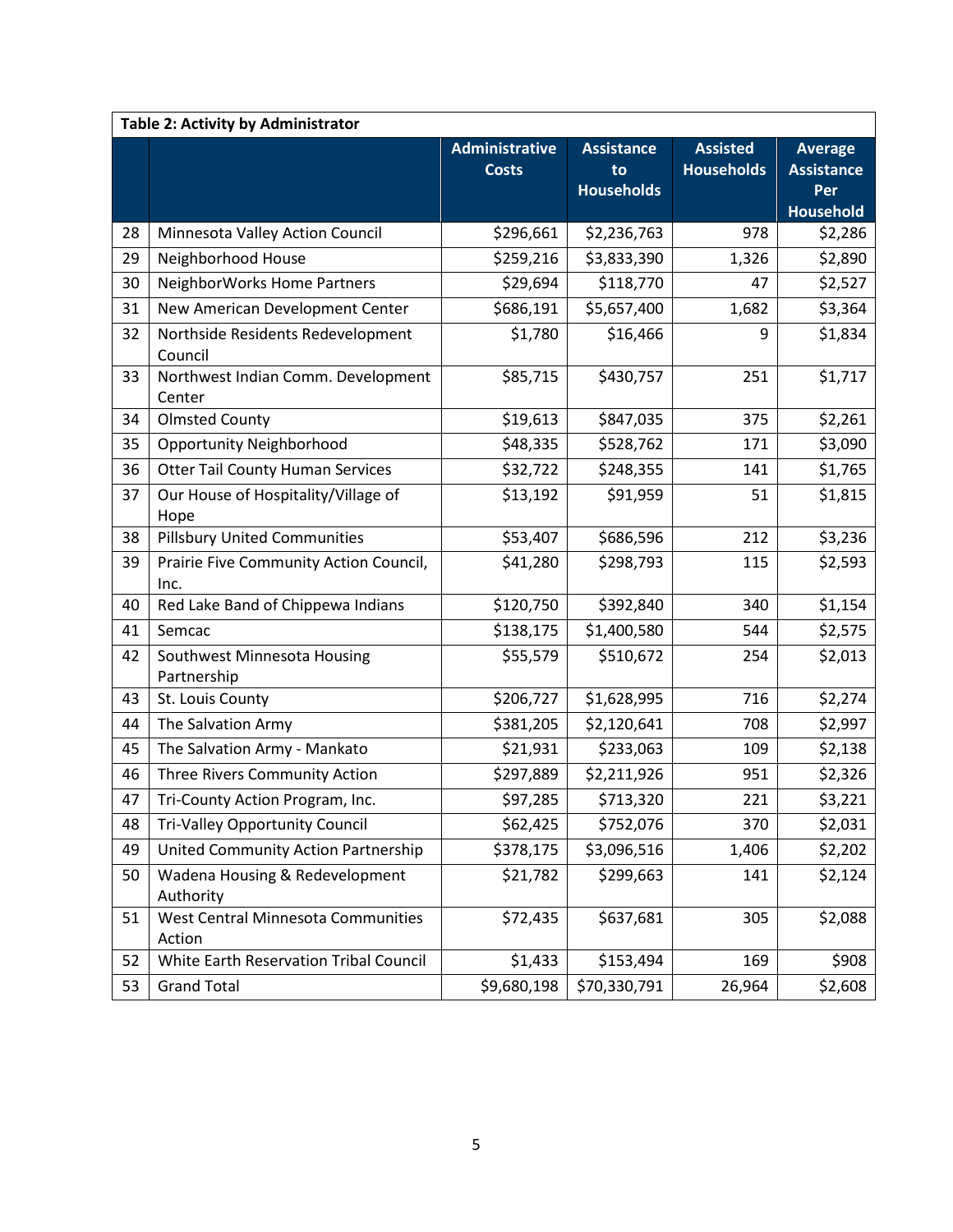| Table 2: Activity by Administrator | | | | | |
|---|---|---|---|---|---|
| | | **Administrative Costs** | **Assistance to Households** | **Assisted Households** | **Average Assistance Per Household** |
| 28 | Minnesota Valley Action Council | $296,661 | $2,236,763 | 978 | $2,286 |
| 29 | Neighborhood House | $259,216 | $3,833,390 | 1,326 | $2,890 |
| 30 | NeighborWorks Home Partners | $29,694 | $118,770 | 47 | $2,527 |
| 31 | New American Development Center | $686,191 | $5,657,400 | 1,682 | $3,364 |
| 32 | Northside Residents Redevelopment Council | $1,780 | $16,466 | 9 | $1,834 |
| 33 | Northwest Indian Comm. Development Center | $85,715 | $430,757 | 251 | $1,717 |
| 34 | Olmsted County | $19,613 | $847,035 | 375 | $2,261 |
| 35 | Opportunity Neighborhood | $48,335 | $528,762 | 171 | $3,090 |
| 36 | Otter Tail County Human Services | $32,722 | $248,355 | 141 | $1,765 |
| 37 | Our House of Hospitality/Village of Hope | $13,192 | $91,959 | 51 | $1,815 |
| 38 | Pillsbury United Communities | $53,407 | $686,596 | 212 | $3,236 |
| 39 | Prairie Five Community Action Council, Inc. | $41,280 | $298,793 | 115 | $2,593 |
| 40 | Red Lake Band of Chippewa Indians | $120,750 | $392,840 | 340 | $1,154 |
| 41 | Semcac | $138,175 | $1,400,580 | 544 | $2,575 |
| 42 | Southwest Minnesota Housing Partnership | $55,579 | $510,672 | 254 | $2,013 |
| 43 | St. Louis County | $206,727 | $1,628,995 | 716 | $2,274 |
| 44 | The Salvation Army | $381,205 | $2,120,641 | 708 | $2,997 |
| 45 | The Salvation Army - Mankato | $21,931 | $233,063 | 109 | $2,138 |
| 46 | Three Rivers Community Action | $297,889 | $2,211,926 | 951 | $2,326 |
| 47 | Tri-County Action Program, Inc. | $97,285 | $713,320 | 221 | $3,221 |
| 48 | Tri-Valley Opportunity Council | $62,425 | $752,076 | 370 | $2,031 |
| 49 | United Community Action Partnership | $378,175 | $3,096,516 | 1,406 | $2,202 |
| 50 | Wadena Housing & Redevelopment Authority | $21,782 | $299,663 | 141 | $2,124 |
| 51 | West Central Minnesota Communities Action | $72,435 | $637,681 | 305 | $2,088 |
| 52 | White Earth Reservation Tribal Council | $1,433 | $153,494 | 169 | $908 |
| 53 | Grand Total | $9,680,198 | $70,330,791 | 26,964 | $2,608 |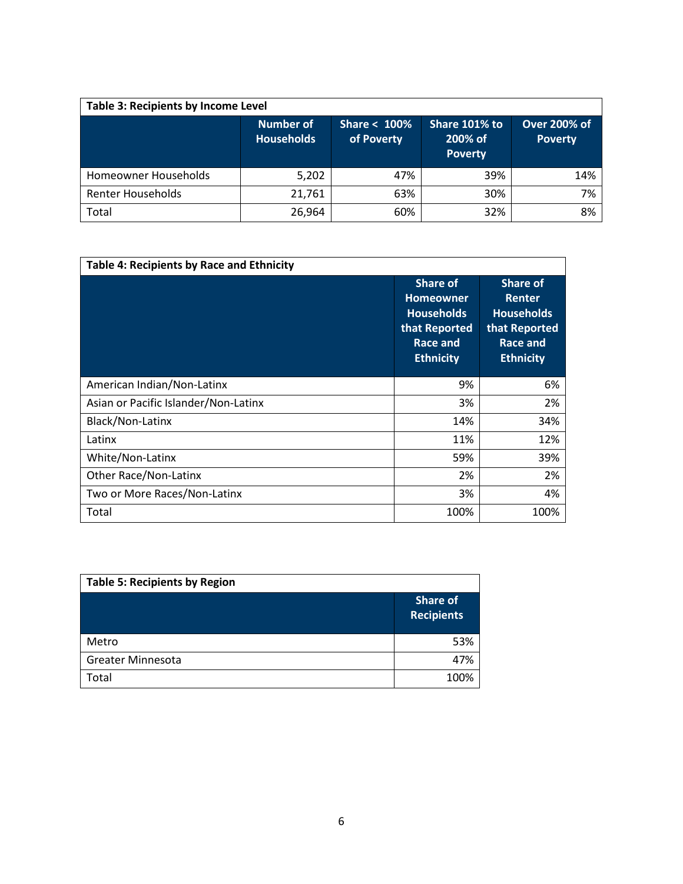| Table 3: Recipients by Income Level | | | | |
|---|---|---|---|---|
| | Number of Households | Share < 100% of Poverty | Share 101% to 200% of Poverty | Over 200% of Poverty |
| Homeowner Households | 5,202 | 47% | 39% | 14% |
| Renter Households | 21,761 | 63% | 30% | 7% |
| Total | 26,964 | 60% | 32% | 8% |

| Table 4: Recipients by Race and Ethnicity | | |
|---|---|---|
| | Share of Homeowner Households that Reported Race and Ethnicity | Share of Renter Households that Reported Race and Ethnicity |
| American Indian/Non-Latinx | 9% | 6% |
| Asian or Pacific Islander/Non-Latinx | 3% | 2% |
| Black/Non-Latinx | 14% | 34% |
| Latinx | 11% | 12% |
| White/Non-Latinx | 59% | 39% |
| Other Race/Non-Latinx | 2% | 2% |
| Two or More Races/Non-Latinx | 3% | 4% |
| Total | 100% | 100% |

| Table 5: Recipients by Region | |
|---|---|
| | Share of Recipients |
| Metro | 53% |
| Greater Minnesota | 47% |
| Total | 100% |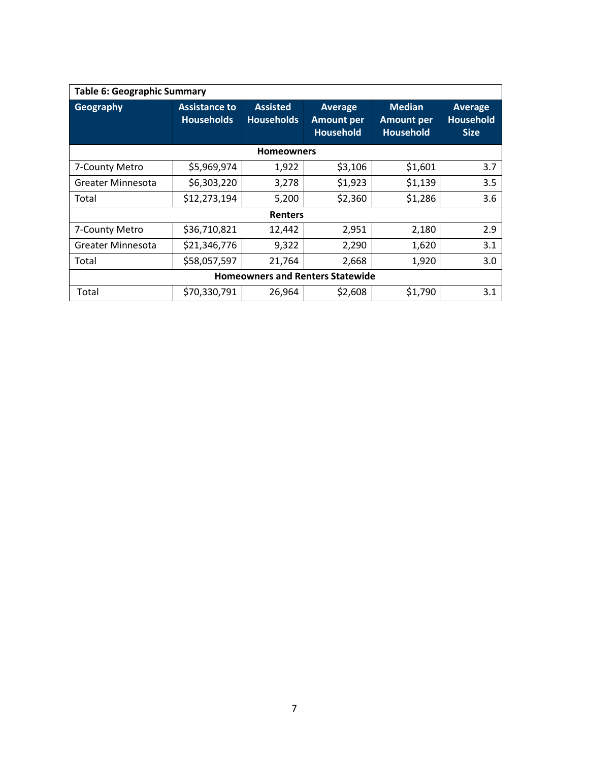| Table 6: Geographic Summary | | | | | |
|---|---|---|---|---|---|
| **Geography** | **Assistance to Households** | **Assisted Households** | **Average Amount per Household** | **Median Amount per Household** | **Average Household Size** |
| **Homeowners** | | | | | |
| 7-County Metro | $5,969,974 | 1,922 | $3,106 | $1,601 | 3.7 |
| Greater Minnesota | $6,303,220 | 3,278 | $1,923 | $1,139 | 3.5 |
| Total | $12,273,194 | 5,200 | $2,360 | $1,286 | 3.6 |
| **Renters** | | | | | |
| 7-County Metro | $36,710,821 | 12,442 | 2,951 | 2,180 | 2.9 |
| Greater Minnesota | $21,346,776 | 9,322 | 2,290 | 1,620 | 3.1 |
| Total | $58,057,597 | 21,764 | 2,668 | 1,920 | 3.0 |
| **Homeowners and Renters Statewide** | | | | | |
| Total | $70,330,791 | 26,964 | $2,608 | $1,790 | 3.1 |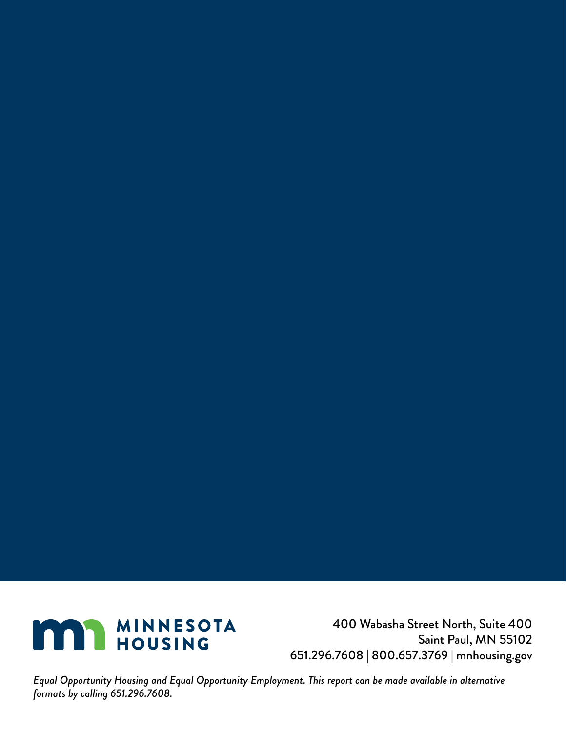MINNESOTA HOUSING

400 Wabasha Street North, Suite 400
Saint Paul, MN 55102
651.296.7608 | 800.657.3769 | mnhousing.gov

*Equal Opportunity Housing and Equal Opportunity Employment. This report can be made available in alternative formats by calling 651.296.7608.*